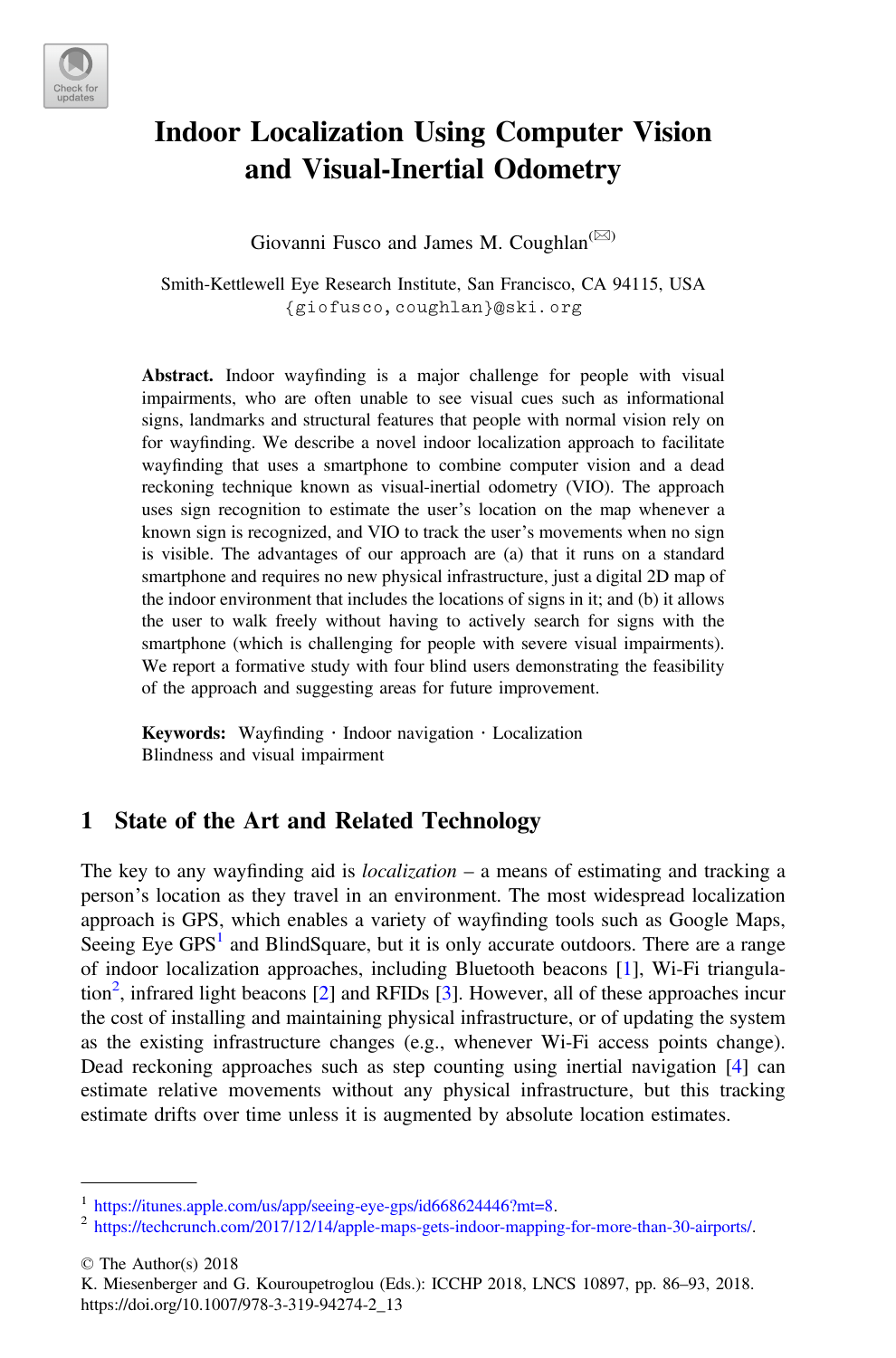# Indoor Localization Using Computer Vision and Visual-Inertial Odometry

Giovanni Fusco and James M. Coughlan(✉)

Smith-Kettlewell Eye Research Institute, San Francisco, CA 94115, USA
{giofusco,coughlan}@ski.org

**Abstract.** Indoor wayfinding is a major challenge for people with visual impairments, who are often unable to see visual cues such as informational signs, landmarks and structural features that people with normal vision rely on for wayfinding. We describe a novel indoor localization approach to facilitate wayfinding that uses a smartphone to combine computer vision and a dead reckoning technique known as visual-inertial odometry (VIO). The approach uses sign recognition to estimate the user's location on the map whenever a known sign is recognized, and VIO to track the user's movements when no sign is visible. The advantages of our approach are (a) that it runs on a standard smartphone and requires no new physical infrastructure, just a digital 2D map of the indoor environment that includes the locations of signs in it; and (b) it allows the user to walk freely without having to actively search for signs with the smartphone (which is challenging for people with severe visual impairments). We report a formative study with four blind users demonstrating the feasibility of the approach and suggesting areas for future improvement.

**Keywords:** Wayfinding · Indoor navigation · Localization
Blindness and visual impairment

## 1 State of the Art and Related Technology

The key to any wayfinding aid is *localization* – a means of estimating and tracking a person's location as they travel in an environment. The most widespread localization approach is GPS, which enables a variety of wayfinding tools such as Google Maps, Seeing Eye GPS[1] and BlindSquare, but it is only accurate outdoors. There are a range of indoor localization approaches, including Bluetooth beacons [1], Wi-Fi triangulation[2], infrared light beacons [2] and RFIDs [3]. However, all of these approaches incur the cost of installing and maintaining physical infrastructure, or of updating the system as the existing infrastructure changes (e.g., whenever Wi-Fi access points change). Dead reckoning approaches such as step counting using inertial navigation [4] can estimate relative movements without any physical infrastructure, but this tracking estimate drifts over time unless it is augmented by absolute location estimates.

---

[1] https://itunes.apple.com/us/app/seeing-eye-gps/id668624446?mt=8.

[2] https://techcrunch.com/2017/12/14/apple-maps-gets-indoor-mapping-for-more-than-30-airports/.

© The Author(s) 2018
K. Miesenberger and G. Kouroupetroglou (Eds.): ICCHP 2018, LNCS 10897, pp. 86–93, 2018.
https://doi.org/10.1007/978-3-319-94274-2_13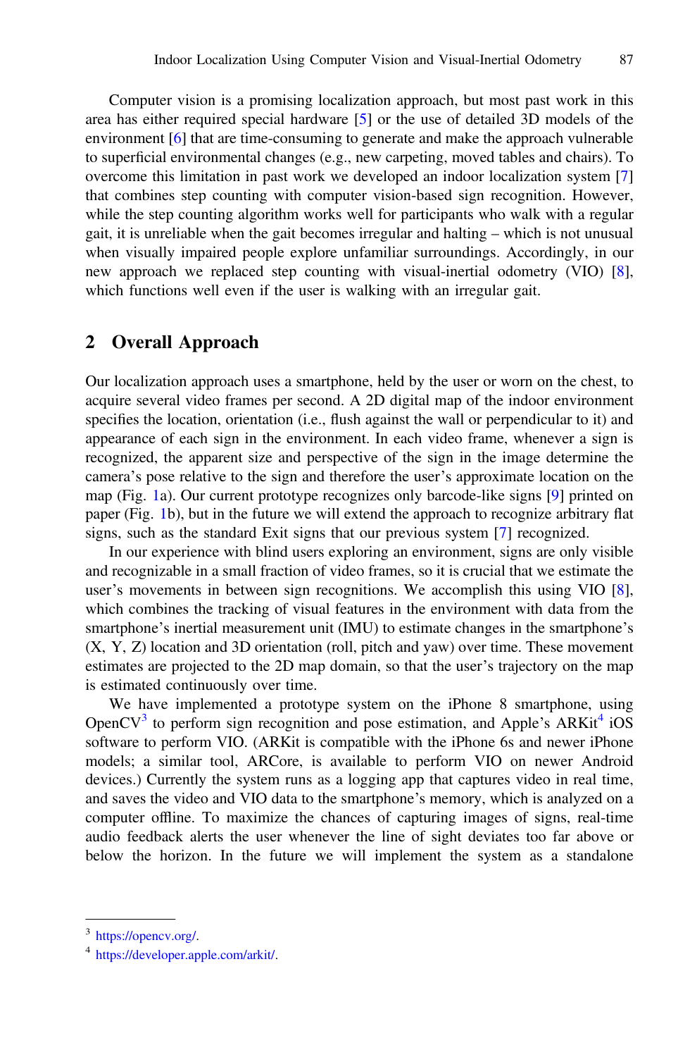Computer vision is a promising localization approach, but most past work in this area has either required special hardware [5] or the use of detailed 3D models of the environment [6] that are time-consuming to generate and make the approach vulnerable to superficial environmental changes (e.g., new carpeting, moved tables and chairs). To overcome this limitation in past work we developed an indoor localization system [7] that combines step counting with computer vision-based sign recognition. However, while the step counting algorithm works well for participants who walk with a regular gait, it is unreliable when the gait becomes irregular and halting – which is not unusual when visually impaired people explore unfamiliar surroundings. Accordingly, in our new approach we replaced step counting with visual-inertial odometry (VIO) [8], which functions well even if the user is walking with an irregular gait.

## 2 Overall Approach

Our localization approach uses a smartphone, held by the user or worn on the chest, to acquire several video frames per second. A 2D digital map of the indoor environment specifies the location, orientation (i.e., flush against the wall or perpendicular to it) and appearance of each sign in the environment. In each video frame, whenever a sign is recognized, the apparent size and perspective of the sign in the image determine the camera's pose relative to the sign and therefore the user's approximate location on the map (Fig. 1a). Our current prototype recognizes only barcode-like signs [9] printed on paper (Fig. 1b), but in the future we will extend the approach to recognize arbitrary flat signs, such as the standard Exit signs that our previous system [7] recognized.

In our experience with blind users exploring an environment, signs are only visible and recognizable in a small fraction of video frames, so it is crucial that we estimate the user's movements in between sign recognitions. We accomplish this using VIO [8], which combines the tracking of visual features in the environment with data from the smartphone's inertial measurement unit (IMU) to estimate changes in the smartphone's (X, Y, Z) location and 3D orientation (roll, pitch and yaw) over time. These movement estimates are projected to the 2D map domain, so that the user's trajectory on the map is estimated continuously over time.

We have implemented a prototype system on the iPhone 8 smartphone, using OpenCV[3] to perform sign recognition and pose estimation, and Apple's ARKit[4] iOS software to perform VIO. (ARKit is compatible with the iPhone 6s and newer iPhone models; a similar tool, ARCore, is available to perform VIO on newer Android devices.) Currently the system runs as a logging app that captures video in real time, and saves the video and VIO data to the smartphone's memory, which is analyzed on a computer offline. To maximize the chances of capturing images of signs, real-time audio feedback alerts the user whenever the line of sight deviates too far above or below the horizon. In the future we will implement the system as a standalone

---

[3] https://opencv.org/.

[4] https://developer.apple.com/arkit/.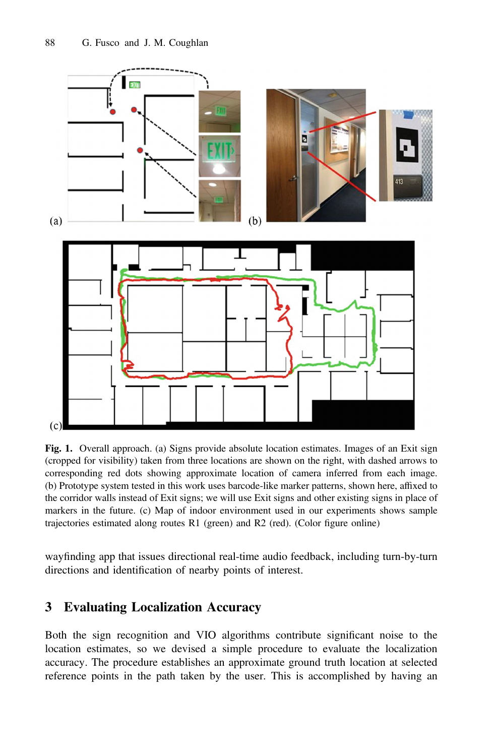**Fig. 1.** Overall approach. (a) Signs provide absolute location estimates. Images of an Exit sign (cropped for visibility) taken from three locations are shown on the right, with dashed arrows to corresponding red dots showing approximate location of camera inferred from each image. (b) Prototype system tested in this work uses barcode-like marker patterns, shown here, affixed to the corridor walls instead of Exit signs; we will use Exit signs and other existing signs in place of markers in the future. (c) Map of indoor environment used in our experiments shows sample trajectories estimated along routes R1 (green) and R2 (red). (Color figure online)

wayfinding app that issues directional real-time audio feedback, including turn-by-turn directions and identification of nearby points of interest.

## 3 Evaluating Localization Accuracy

Both the sign recognition and VIO algorithms contribute significant noise to the location estimates, so we devised a simple procedure to evaluate the localization accuracy. The procedure establishes an approximate ground truth location at selected reference points in the path taken by the user. This is accomplished by having an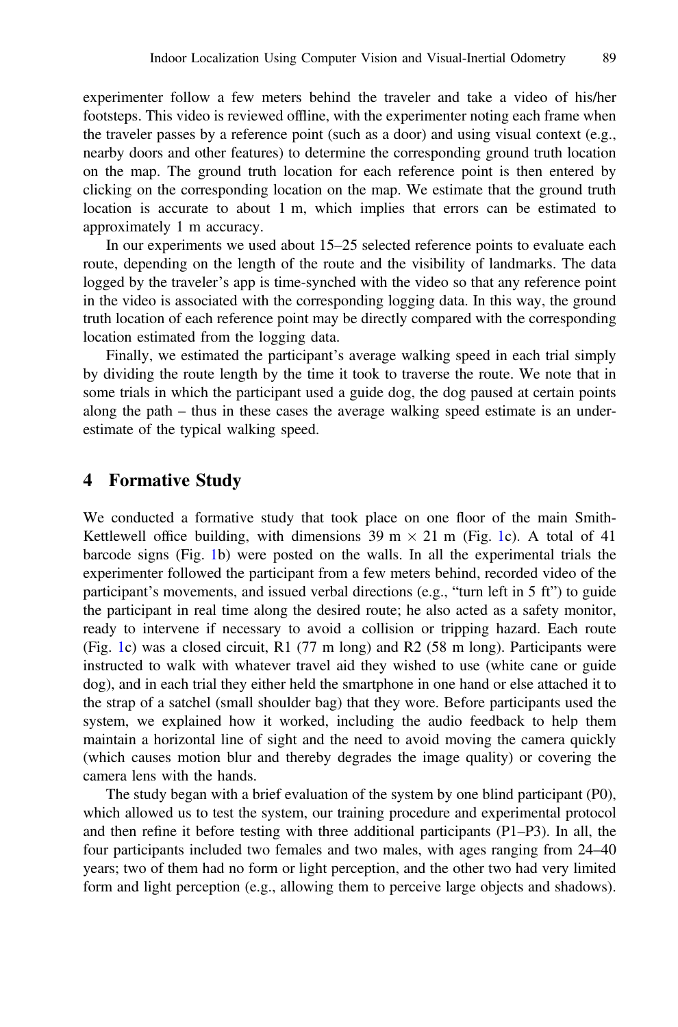experimenter follow a few meters behind the traveler and take a video of his/her footsteps. This video is reviewed offline, with the experimenter noting each frame when the traveler passes by a reference point (such as a door) and using visual context (e.g., nearby doors and other features) to determine the corresponding ground truth location on the map. The ground truth location for each reference point is then entered by clicking on the corresponding location on the map. We estimate that the ground truth location is accurate to about 1 m, which implies that errors can be estimated to approximately 1 m accuracy.

In our experiments we used about 15–25 selected reference points to evaluate each route, depending on the length of the route and the visibility of landmarks. The data logged by the traveler's app is time-synched with the video so that any reference point in the video is associated with the corresponding logging data. In this way, the ground truth location of each reference point may be directly compared with the corresponding location estimated from the logging data.

Finally, we estimated the participant's average walking speed in each trial simply by dividing the route length by the time it took to traverse the route. We note that in some trials in which the participant used a guide dog, the dog paused at certain points along the path – thus in these cases the average walking speed estimate is an underestimate of the typical walking speed.

## 4 Formative Study

We conducted a formative study that took place on one floor of the main Smith-Kettlewell office building, with dimensions 39 m × 21 m (Fig. 1c). A total of 41 barcode signs (Fig. 1b) were posted on the walls. In all the experimental trials the experimenter followed the participant from a few meters behind, recorded video of the participant's movements, and issued verbal directions (e.g., "turn left in 5 ft") to guide the participant in real time along the desired route; he also acted as a safety monitor, ready to intervene if necessary to avoid a collision or tripping hazard. Each route (Fig. 1c) was a closed circuit, R1 (77 m long) and R2 (58 m long). Participants were instructed to walk with whatever travel aid they wished to use (white cane or guide dog), and in each trial they either held the smartphone in one hand or else attached it to the strap of a satchel (small shoulder bag) that they wore. Before participants used the system, we explained how it worked, including the audio feedback to help them maintain a horizontal line of sight and the need to avoid moving the camera quickly (which causes motion blur and thereby degrades the image quality) or covering the camera lens with the hands.

The study began with a brief evaluation of the system by one blind participant (P0), which allowed us to test the system, our training procedure and experimental protocol and then refine it before testing with three additional participants (P1–P3). In all, the four participants included two females and two males, with ages ranging from 24–40 years; two of them had no form or light perception, and the other two had very limited form and light perception (e.g., allowing them to perceive large objects and shadows).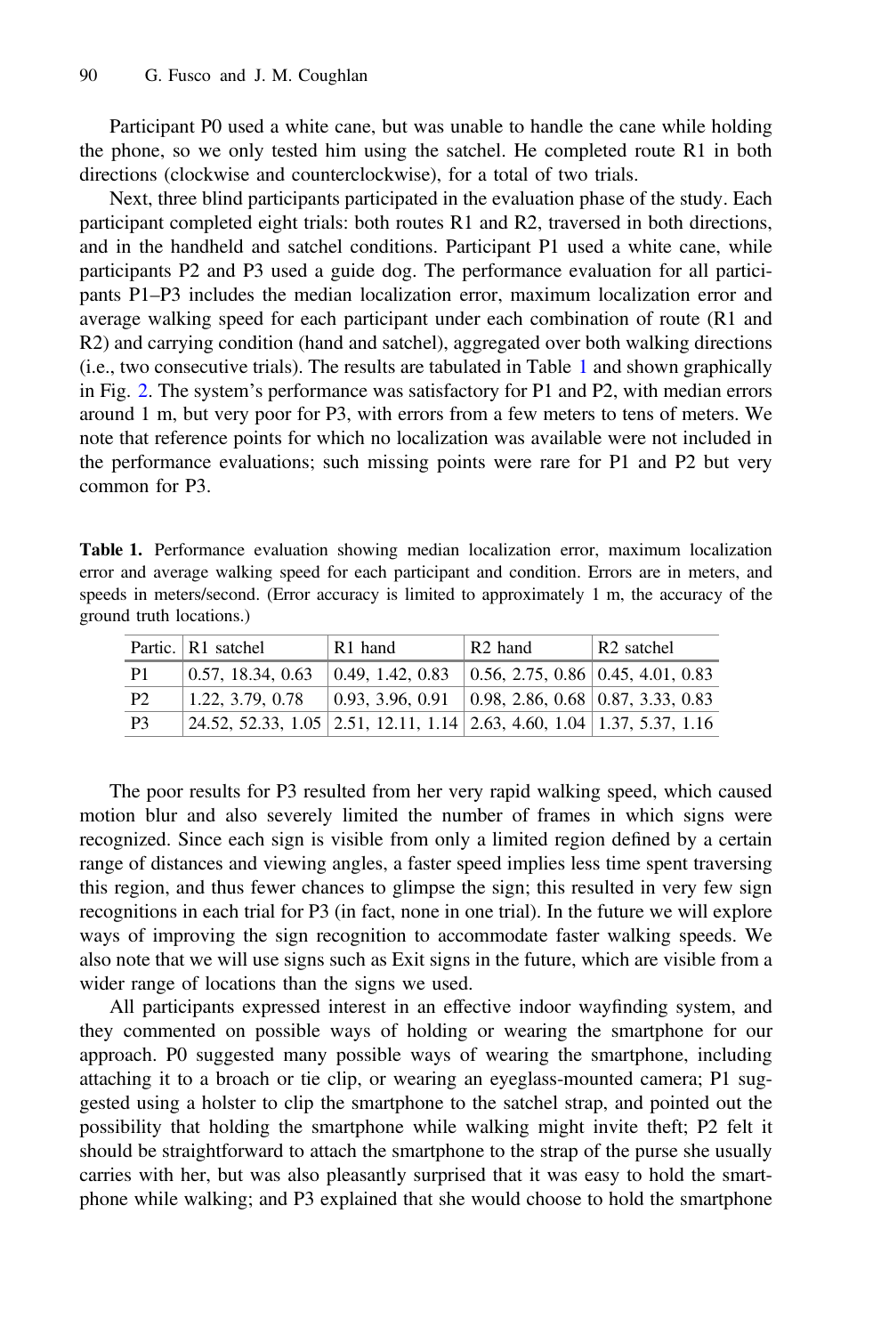Participant P0 used a white cane, but was unable to handle the cane while holding the phone, so we only tested him using the satchel. He completed route R1 in both directions (clockwise and counterclockwise), for a total of two trials.

Next, three blind participants participated in the evaluation phase of the study. Each participant completed eight trials: both routes R1 and R2, traversed in both directions, and in the handheld and satchel conditions. Participant P1 used a white cane, while participants P2 and P3 used a guide dog. The performance evaluation for all participants P1–P3 includes the median localization error, maximum localization error and average walking speed for each participant under each combination of route (R1 and R2) and carrying condition (hand and satchel), aggregated over both walking directions (i.e., two consecutive trials). The results are tabulated in Table 1 and shown graphically in Fig. 2. The system's performance was satisfactory for P1 and P2, with median errors around 1 m, but very poor for P3, with errors from a few meters to tens of meters. We note that reference points for which no localization was available were not included in the performance evaluations; such missing points were rare for P1 and P2 but very common for P3.

**Table 1.** Performance evaluation showing median localization error, maximum localization error and average walking speed for each participant and condition. Errors are in meters, and speeds in meters/second. (Error accuracy is limited to approximately 1 m, the accuracy of the ground truth locations.)

| Partic. | R1 satchel | R1 hand | R2 hand | R2 satchel |
|---|---|---|---|---|
| P1 | 0.57, 18.34, 0.63 | 0.49, 1.42, 0.83 | 0.56, 2.75, 0.86 | 0.45, 4.01, 0.83 |
| P2 | 1.22, 3.79, 0.78 | 0.93, 3.96, 0.91 | 0.98, 2.86, 0.68 | 0.87, 3.33, 0.83 |
| P3 | 24.52, 52.33, 1.05 | 2.51, 12.11, 1.14 | 2.63, 4.60, 1.04 | 1.37, 5.37, 1.16 |

The poor results for P3 resulted from her very rapid walking speed, which caused motion blur and also severely limited the number of frames in which signs were recognized. Since each sign is visible from only a limited region defined by a certain range of distances and viewing angles, a faster speed implies less time spent traversing this region, and thus fewer chances to glimpse the sign; this resulted in very few sign recognitions in each trial for P3 (in fact, none in one trial). In the future we will explore ways of improving the sign recognition to accommodate faster walking speeds. We also note that we will use signs such as Exit signs in the future, which are visible from a wider range of locations than the signs we used.

All participants expressed interest in an effective indoor wayfinding system, and they commented on possible ways of holding or wearing the smartphone for our approach. P0 suggested many possible ways of wearing the smartphone, including attaching it to a broach or tie clip, or wearing an eyeglass-mounted camera; P1 suggested using a holster to clip the smartphone to the satchel strap, and pointed out the possibility that holding the smartphone while walking might invite theft; P2 felt it should be straightforward to attach the smartphone to the strap of the purse she usually carries with her, but was also pleasantly surprised that it was easy to hold the smartphone while walking; and P3 explained that she would choose to hold the smartphone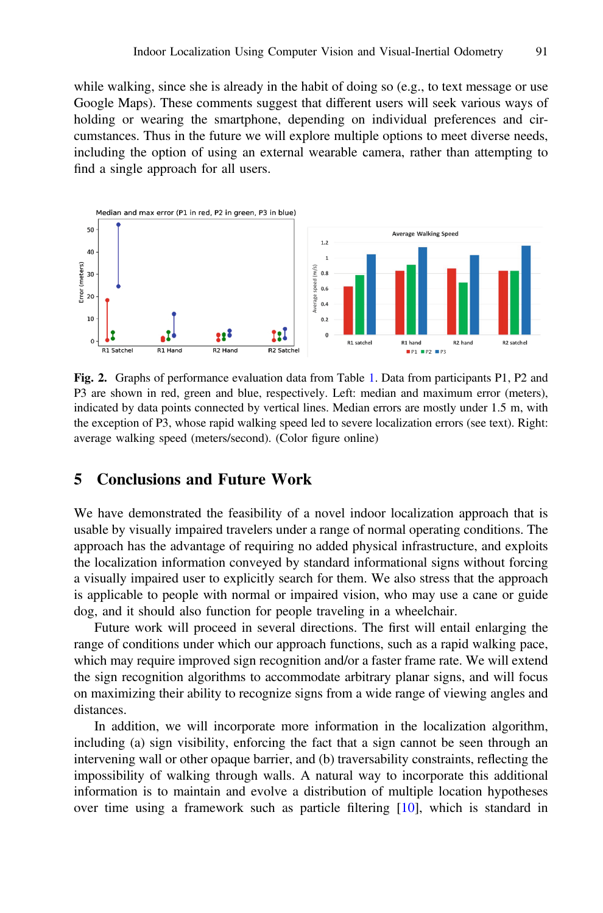while walking, since she is already in the habit of doing so (e.g., to text message or use Google Maps). These comments suggest that different users will seek various ways of holding or wearing the smartphone, depending on individual preferences and circumstances. Thus in the future we will explore multiple options to meet diverse needs, including the option of using an external wearable camera, rather than attempting to find a single approach for all users.

Median and max error (P1 in red, P2 in green, P3 in blue)

Error (meters)

0
10
20
30
40
50

R1 Satchel
R1 Hand
R2 Hand
R2 Satchel

Average Walking Speed

Average speed (m/s)

0
0.2
0.4
0.6
0.8
1
1.2

R1 satchel
R1 hand
R2 hand
R2 satchel

P1 P2 P3

**Fig. 2.** Graphs of performance evaluation data from Table 1. Data from participants P1, P2 and P3 are shown in red, green and blue, respectively. Left: median and maximum error (meters), indicated by data points connected by vertical lines. Median errors are mostly under 1.5 m, with the exception of P3, whose rapid walking speed led to severe localization errors (see text). Right: average walking speed (meters/second). (Color figure online)

## 5 Conclusions and Future Work

We have demonstrated the feasibility of a novel indoor localization approach that is usable by visually impaired travelers under a range of normal operating conditions. The approach has the advantage of requiring no added physical infrastructure, and exploits the localization information conveyed by standard informational signs without forcing a visually impaired user to explicitly search for them. We also stress that the approach is applicable to people with normal or impaired vision, who may use a cane or guide dog, and it should also function for people traveling in a wheelchair.

Future work will proceed in several directions. The first will entail enlarging the range of conditions under which our approach functions, such as a rapid walking pace, which may require improved sign recognition and/or a faster frame rate. We will extend the sign recognition algorithms to accommodate arbitrary planar signs, and will focus on maximizing their ability to recognize signs from a wide range of viewing angles and distances.

In addition, we will incorporate more information in the localization algorithm, including (a) sign visibility, enforcing the fact that a sign cannot be seen through an intervening wall or other opaque barrier, and (b) traversability constraints, reflecting the impossibility of walking through walls. A natural way to incorporate this additional information is to maintain and evolve a distribution of multiple location hypotheses over time using a framework such as particle filtering [10], which is standard in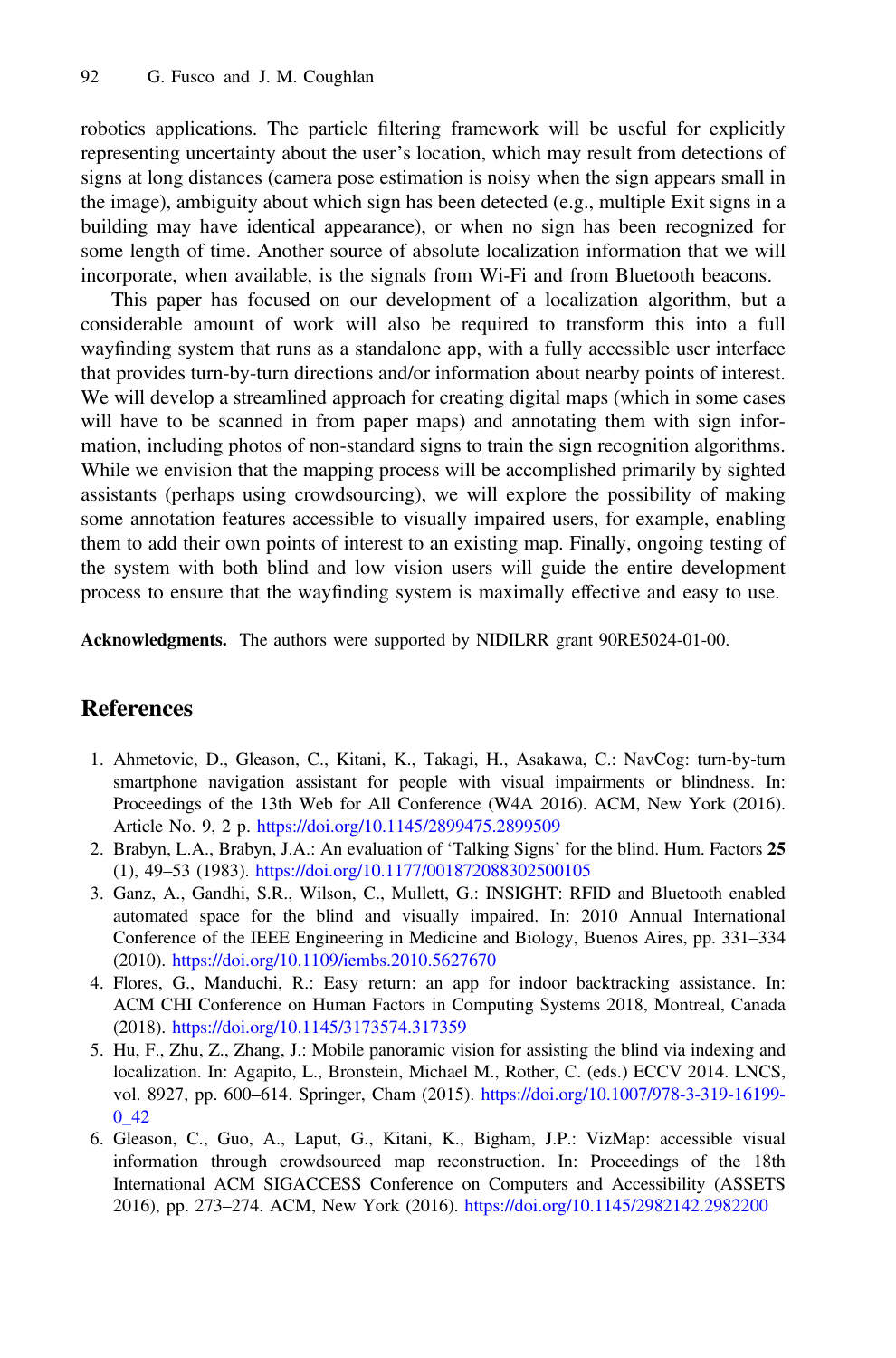robotics applications. The particle filtering framework will be useful for explicitly representing uncertainty about the user's location, which may result from detections of signs at long distances (camera pose estimation is noisy when the sign appears small in the image), ambiguity about which sign has been detected (e.g., multiple Exit signs in a building may have identical appearance), or when no sign has been recognized for some length of time. Another source of absolute localization information that we will incorporate, when available, is the signals from Wi-Fi and from Bluetooth beacons.

This paper has focused on our development of a localization algorithm, but a considerable amount of work will also be required to transform this into a full wayfinding system that runs as a standalone app, with a fully accessible user interface that provides turn-by-turn directions and/or information about nearby points of interest. We will develop a streamlined approach for creating digital maps (which in some cases will have to be scanned in from paper maps) and annotating them with sign information, including photos of non-standard signs to train the sign recognition algorithms. While we envision that the mapping process will be accomplished primarily by sighted assistants (perhaps using crowdsourcing), we will explore the possibility of making some annotation features accessible to visually impaired users, for example, enabling them to add their own points of interest to an existing map. Finally, ongoing testing of the system with both blind and low vision users will guide the entire development process to ensure that the wayfinding system is maximally effective and easy to use.

**Acknowledgments.** The authors were supported by NIDILRR grant 90RE5024-01-00.

## References

1. Ahmetovic, D., Gleason, C., Kitani, K., Takagi, H., Asakawa, C.: NavCog: turn-by-turn smartphone navigation assistant for people with visual impairments or blindness. In: Proceedings of the 13th Web for All Conference (W4A 2016). ACM, New York (2016). Article No. 9, 2 p. https://doi.org/10.1145/2899475.2899509
2. Brabyn, L.A., Brabyn, J.A.: An evaluation of 'Talking Signs' for the blind. Hum. Factors **25** (1), 49–53 (1983). https://doi.org/10.1177/001872088302500105
3. Ganz, A., Gandhi, S.R., Wilson, C., Mullett, G.: INSIGHT: RFID and Bluetooth enabled automated space for the blind and visually impaired. In: 2010 Annual International Conference of the IEEE Engineering in Medicine and Biology, Buenos Aires, pp. 331–334 (2010). https://doi.org/10.1109/iembs.2010.5627670
4. Flores, G., Manduchi, R.: Easy return: an app for indoor backtracking assistance. In: ACM CHI Conference on Human Factors in Computing Systems 2018, Montreal, Canada (2018). https://doi.org/10.1145/3173574.317359
5. Hu, F., Zhu, Z., Zhang, J.: Mobile panoramic vision for assisting the blind via indexing and localization. In: Agapito, L., Bronstein, Michael M., Rother, C. (eds.) ECCV 2014. LNCS, vol. 8927, pp. 600–614. Springer, Cham (2015). https://doi.org/10.1007/978-3-319-16199-0_42
6. Gleason, C., Guo, A., Laput, G., Kitani, K., Bigham, J.P.: VizMap: accessible visual information through crowdsourced map reconstruction. In: Proceedings of the 18th International ACM SIGACCESS Conference on Computers and Accessibility (ASSETS 2016), pp. 273–274. ACM, New York (2016). https://doi.org/10.1145/2982142.2982200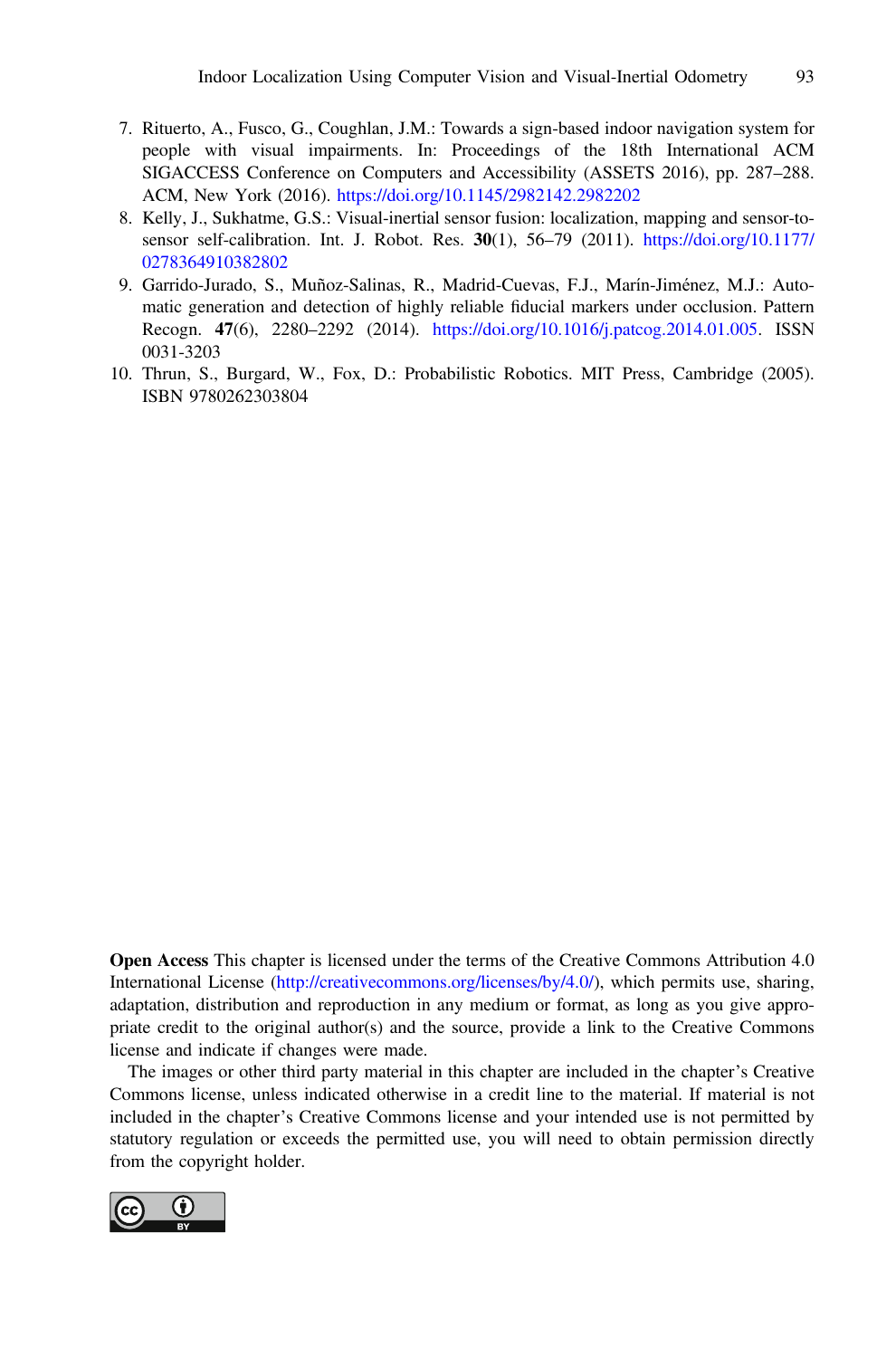7. Rituerto, A., Fusco, G., Coughlan, J.M.: Towards a sign-based indoor navigation system for people with visual impairments. In: Proceedings of the 18th International ACM SIGACCESS Conference on Computers and Accessibility (ASSETS 2016), pp. 287–288. ACM, New York (2016). https://doi.org/10.1145/2982142.2982202
8. Kelly, J., Sukhatme, G.S.: Visual-inertial sensor fusion: localization, mapping and sensor-to-sensor self-calibration. Int. J. Robot. Res. **30**(1), 56–79 (2011). https://doi.org/10.1177/0278364910382802
9. Garrido-Jurado, S., Muñoz-Salinas, R., Madrid-Cuevas, F.J., Marín-Jiménez, M.J.: Automatic generation and detection of highly reliable fiducial markers under occlusion. Pattern Recogn. **47**(6), 2280–2292 (2014). https://doi.org/10.1016/j.patcog.2014.01.005. ISSN 0031-3203
10. Thrun, S., Burgard, W., Fox, D.: Probabilistic Robotics. MIT Press, Cambridge (2005). ISBN 9780262303804

**Open Access** This chapter is licensed under the terms of the Creative Commons Attribution 4.0 International License (http://creativecommons.org/licenses/by/4.0/), which permits use, sharing, adaptation, distribution and reproduction in any medium or format, as long as you give appropriate credit to the original author(s) and the source, provide a link to the Creative Commons license and indicate if changes were made.

The images or other third party material in this chapter are included in the chapter's Creative Commons license, unless indicated otherwise in a credit line to the material. If material is not included in the chapter's Creative Commons license and your intended use is not permitted by statutory regulation or exceeds the permitted use, you will need to obtain permission directly from the copyright holder.